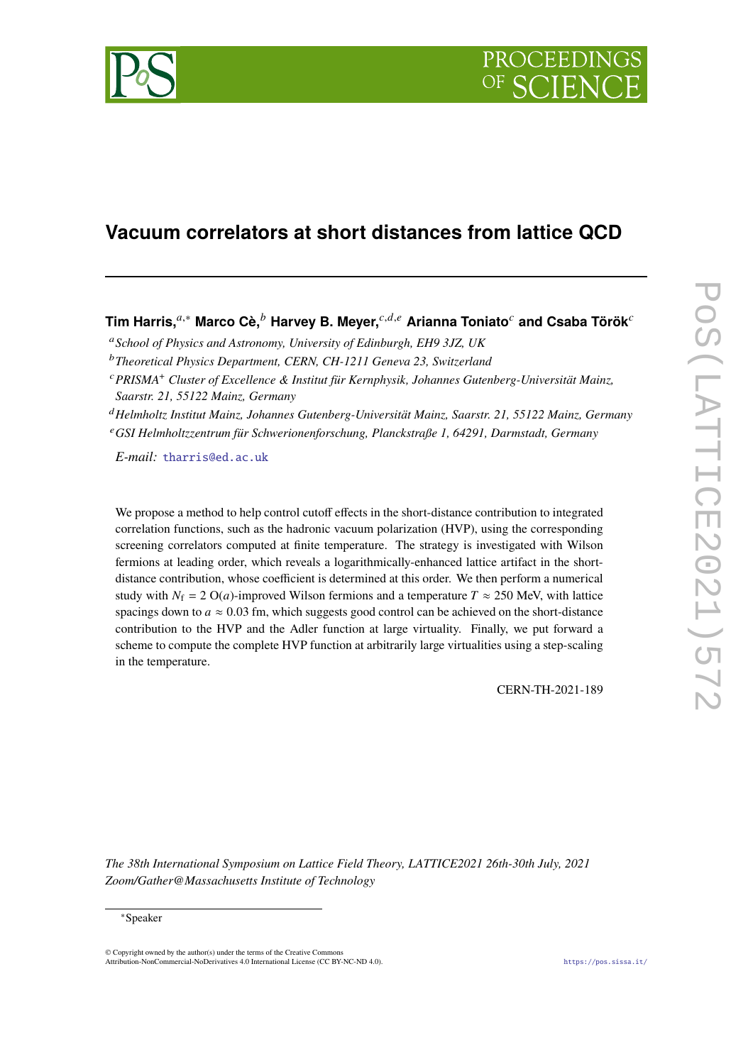# Vacuum correlators at short distances from lattice QCD

**Tim Harris,**[a,*] **Marco Cè,**[b] **Harvey B. Meyer,**[c,d,e] **Arianna Toniato**[c] **and Csaba Török**[c]

[a] *School of Physics and Astronomy, University of Edinburgh, EH9 3JZ, UK*

[b] *Theoretical Physics Department, CERN, CH-1211 Geneva 23, Switzerland*

[c] *PRISMA+ Cluster of Excellence & Institut für Kernphysik, Johannes Gutenberg-Universität Mainz, Saarstr. 21, 55122 Mainz, Germany*

[d] *Helmholtz Institut Mainz, Johannes Gutenberg-Universität Mainz, Saarstr. 21, 55122 Mainz, Germany*

[e] *GSI Helmholtzzentrum für Schwerionenforschung, Planckstraße 1, 64291, Darmstadt, Germany*

*E-mail:* tharris@ed.ac.uk

We propose a method to help control cutoff effects in the short-distance contribution to integrated correlation functions, such as the hadronic vacuum polarization (HVP), using the corresponding screening correlators computed at finite temperature. The strategy is investigated with Wilson fermions at leading order, which reveals a logarithmically-enhanced lattice artifact in the short-distance contribution, whose coefficient is determined at this order. We then perform a numerical study with $N_\mathrm{f} = 2$ O($a$)-improved Wilson fermions and a temperature $T \approx 250$ MeV, with lattice spacings down to $a \approx 0.03$ fm, which suggests good control can be achieved on the short-distance contribution to the HVP and the Adler function at large virtuality. Finally, we put forward a scheme to compute the complete HVP function at arbitrarily large virtualities using a step-scaling in the temperature.

CERN-TH-2021-189

*The 38th International Symposium on Lattice Field Theory, LATTICE2021 26th-30th July, 2021 Zoom/Gather@Massachusetts Institute of Technology*

*Speaker

© Copyright owned by the author(s) under the terms of the Creative Commons Attribution-NonCommercial-NoDerivatives 4.0 International License (CC BY-NC-ND 4.0).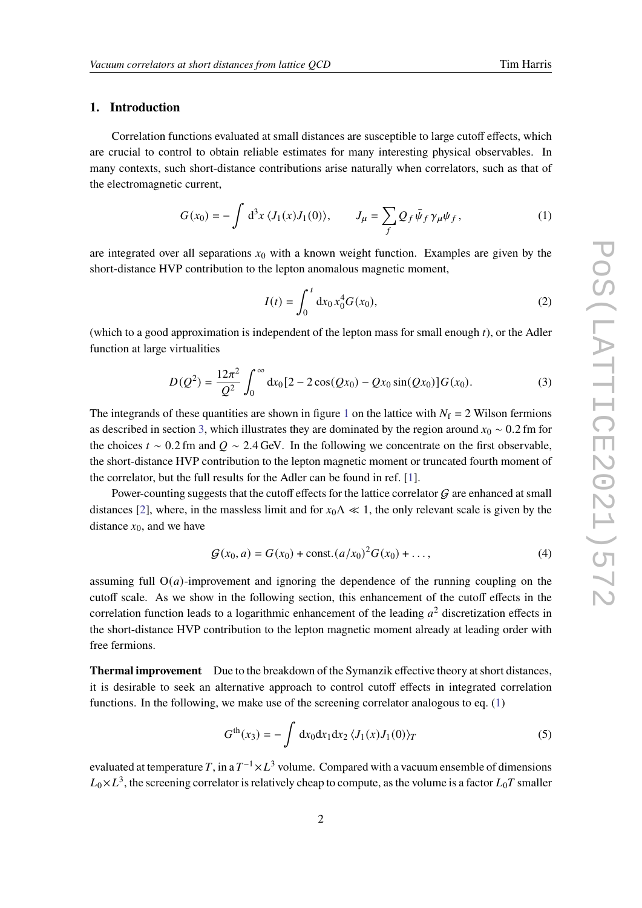## 1. Introduction

Correlation functions evaluated at small distances are susceptible to large cutoff effects, which are crucial to control to obtain reliable estimates for many interesting physical observables. In many contexts, such short-distance contributions arise naturally when correlators, such as that of the electromagnetic current,

$$G(x_0) = -\int \mathrm{d}^3x \, \langle J_1(x) J_1(0) \rangle, \qquad J_\mu = \sum_f Q_f \, \bar{\psi}_f \, \gamma_\mu \psi_f \, , \tag{1}$$

are integrated over all separations $x_0$ with a known weight function. Examples are given by the short-distance HVP contribution to the lepton anomalous magnetic moment,

$$I(t) = \int_0^t \mathrm{d}x_0 \, x_0^4 G(x_0), \tag{2}$$

(which to a good approximation is independent of the lepton mass for small enough $t$), or the Adler function at large virtualities

$$D(Q^2) = \frac{12\pi^2}{Q^2} \int_0^\infty \mathrm{d}x_0 [2 - 2\cos(Qx_0) - Qx_0 \sin(Qx_0)] G(x_0). \tag{3}$$

The integrands of these quantities are shown in figure 1 on the lattice with $N_\mathrm{f} = 2$ Wilson fermions as described in section 3, which illustrates they are dominated by the region around $x_0 \sim 0.2\,\mathrm{fm}$ for the choices $t \sim 0.2\,\mathrm{fm}$ and $Q \sim 2.4\,\mathrm{GeV}$. In the following we concentrate on the first observable, the short-distance HVP contribution to the lepton magnetic moment or truncated fourth moment of the correlator, but the full results for the Adler can be found in ref. [1].

Power-counting suggests that the cutoff effects for the lattice correlator $\mathcal{G}$ are enhanced at small distances [2], where, in the massless limit and for $x_0\Lambda \ll 1$, the only relevant scale is given by the distance $x_0$, and we have

$$\mathcal{G}(x_0, a) = G(x_0) + \mathrm{const.}(a/x_0)^2 G(x_0) + \ldots, \tag{4}$$

assuming full $\mathrm{O}(a)$-improvement and ignoring the dependence of the running coupling on the cutoff scale. As we show in the following section, this enhancement of the cutoff effects in the correlation function leads to a logarithmic enhancement of the leading $a^2$ discretization effects in the short-distance HVP contribution to the lepton magnetic moment already at leading order with free fermions.

**Thermal improvement** Due to the breakdown of the Symanzik effective theory at short distances, it is desirable to seek an alternative approach to control cutoff effects in integrated correlation functions. In the following, we make use of the screening correlator analogous to eq. (1)

$$G^{\mathrm{th}}(x_3) = -\int \mathrm{d}x_0 \mathrm{d}x_1 \mathrm{d}x_2 \, \langle J_1(x) J_1(0) \rangle_T \tag{5}$$

evaluated at temperature $T$, in a $T^{-1} \times L^3$ volume. Compared with a vacuum ensemble of dimensions $L_0 \times L^3$, the screening correlator is relatively cheap to compute, as the volume is a factor $L_0 T$ smaller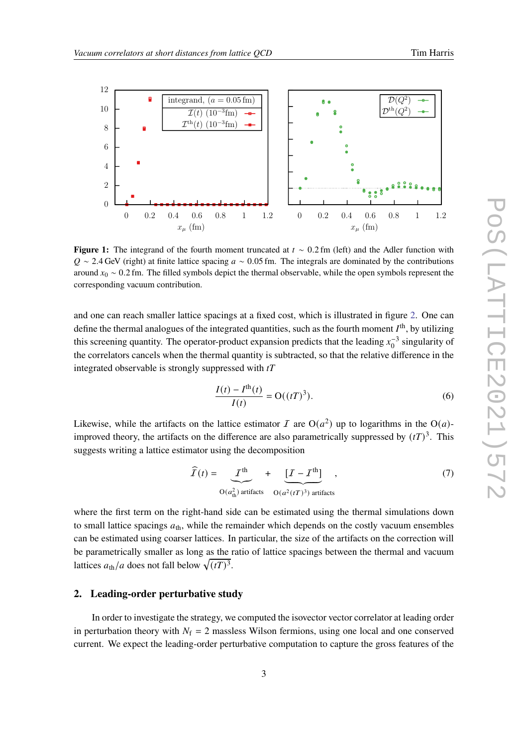Figure 1: The integrand of the fourth moment truncated at $t \sim 0.2\,\mathrm{fm}$ (left) and the Adler function with $Q \sim 2.4\,\mathrm{GeV}$ (right) at finite lattice spacing $a \sim 0.05\,\mathrm{fm}$. The integrals are dominated by the contributions around $x_0 \sim 0.2\,\mathrm{fm}$. The filled symbols depict the thermal observable, while the open symbols represent the corresponding vacuum contribution.

and one can reach smaller lattice spacings at a fixed cost, which is illustrated in figure 2. One can define the thermal analogues of the integrated quantities, such as the fourth moment $I^{\mathrm{th}}$, by utilizing this screening quantity. The operator-product expansion predicts that the leading $x_0^{-3}$ singularity of the correlators cancels when the thermal quantity is subtracted, so that the relative difference in the integrated observable is strongly suppressed with $tT$

$$\frac{I(t) - I^{\mathrm{th}}(t)}{I(t)} = \mathrm{O}((tT)^3). \tag{6}$$

Likewise, while the artifacts on the lattice estimator $\mathcal{I}$ are $\mathrm{O}(a^2)$ up to logarithms in the $\mathrm{O}(a)$-improved theory, the artifacts on the difference are also parametrically suppressed by $(tT)^3$. This suggests writing a lattice estimator using the decomposition

$$\widehat{\mathcal{I}}(t) = \underbrace{\mathcal{I}^{\mathrm{th}}}_{\mathrm{O}(a_{\mathrm{th}}^2)\ \text{artifacts}} + \underbrace{[\mathcal{I} - \mathcal{I}^{\mathrm{th}}]}_{\mathrm{O}(a^2(tT)^3)\ \text{artifacts}}, \tag{7}$$

where the first term on the right-hand side can be estimated using the thermal simulations down to small lattice spacings $a_{\mathrm{th}}$, while the remainder which depends on the costly vacuum ensembles can be estimated using coarser lattices. In particular, the size of the artifacts on the correction will be parametrically smaller as long as the ratio of lattice spacings between the thermal and vacuum lattices $a_{\mathrm{th}}/a$ does not fall below $\sqrt{(tT)^3}$.

## 2. Leading-order perturbative study

In order to investigate the strategy, we computed the isovector vector correlator at leading order in perturbation theory with $N_{\mathrm{f}} = 2$ massless Wilson fermions, using one local and one conserved current. We expect the leading-order perturbative computation to capture the gross features of the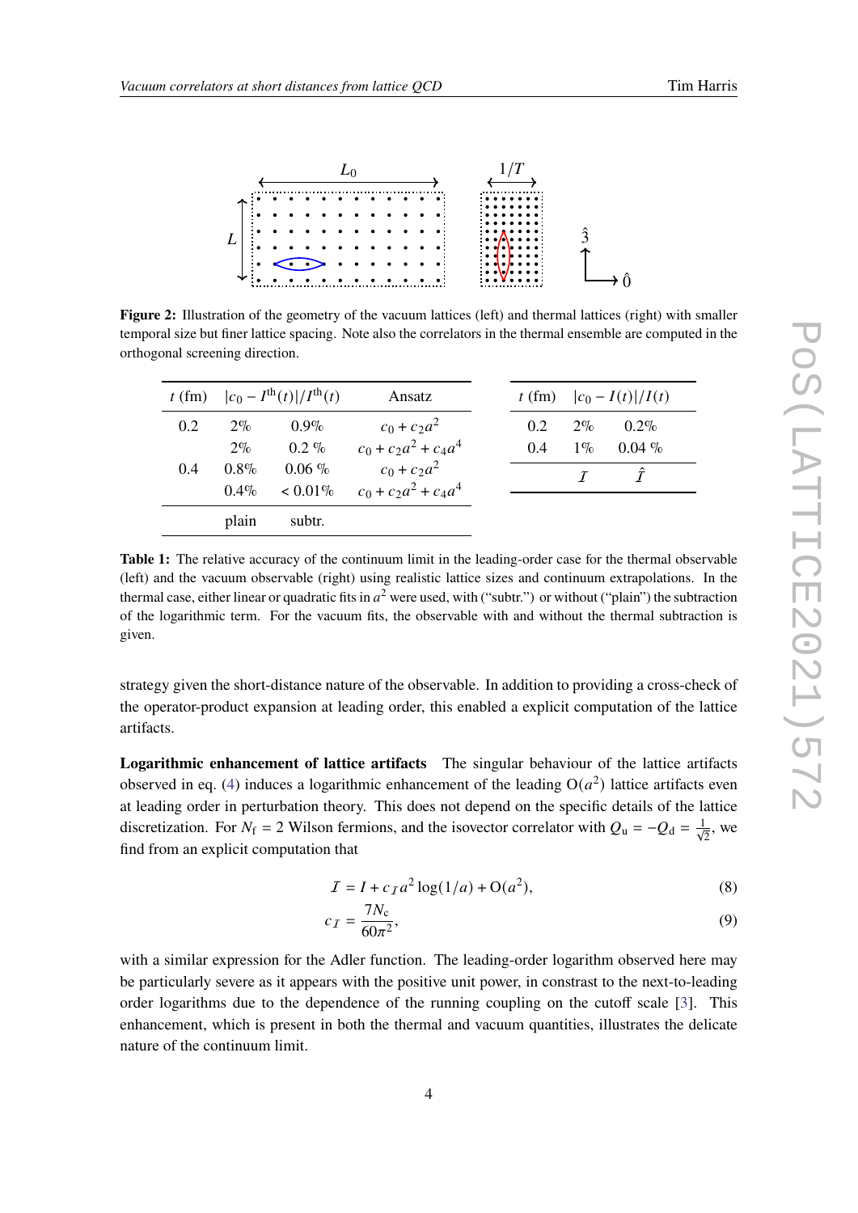Figure 2: Illustration of the geometry of the vacuum lattices (left) and thermal lattices (right) with smaller temporal size but finer lattice spacing. Note also the correlators in the thermal ensemble are computed in the orthogonal screening direction.

| $t$ (fm) | $\lvert c_0 - I^{\rm th}(t)\rvert/I^{\rm th}(t)$ | | Ansatz |
|---|---|---|---|
| 0.2 | 2‰ | 0.9‰ | $c_0 + c_2 a^2$ |
| | 2‰ | 0.2 ‰ | $c_0 + c_2 a^2 + c_4 a^4$ |
| 0.4 | 0.8‰ | 0.06 ‰ | $c_0 + c_2 a^2$ |
| | 0.4‰ | < 0.01‰ | $c_0 + c_2 a^2 + c_4 a^4$ |
| | plain | subtr. | |

| $t$ (fm) | $\lvert c_0 - I(t)\rvert/I(t)$ | |
|---|---|---|
| 0.2 | 2‰ | 0.2‰ |
| 0.4 | 1‰ | 0.04 ‰ |
| | $\mathcal{I}$ | $\hat{\mathcal{I}}$ |

**Table 1:** The relative accuracy of the continuum limit in the leading-order case for the thermal observable (left) and the vacuum observable (right) using realistic lattice sizes and continuum extrapolations. In the thermal case, either linear or quadratic fits in $a^2$ were used, with ("subtr.") or without ("plain") the subtraction of the logarithmic term. For the vacuum fits, the observable with and without the thermal subtraction is given.

strategy given the short-distance nature of the observable. In addition to providing a cross-check of the operator-product expansion at leading order, this enabled a explicit computation of the lattice artifacts.

**Logarithmic enhancement of lattice artifacts** The singular behaviour of the lattice artifacts observed in eq. (4) induces a logarithmic enhancement of the leading $\mathrm{O}(a^2)$ lattice artifacts even at leading order in perturbation theory. This does not depend on the specific details of the lattice discretization. For $N_\mathrm{f} = 2$ Wilson fermions, and the isovector correlator with $Q_\mathrm{u} = -Q_\mathrm{d} = \frac{1}{\sqrt{2}}$, we find from an explicit computation that

$$\mathcal{I} = I + c_{\mathcal{I}} a^2 \log(1/a) + \mathrm{O}(a^2), \tag{8}$$

$$c_{\mathcal{I}} = \frac{7N_\mathrm{c}}{60\pi^2}, \tag{9}$$

with a similar expression for the Adler function. The leading-order logarithm observed here may be particularly severe as it appears with the positive unit power, in constrast to the next-to-leading order logarithms due to the dependence of the running coupling on the cutoff scale [3]. This enhancement, which is present in both the thermal and vacuum quantities, illustrates the delicate nature of the continuum limit.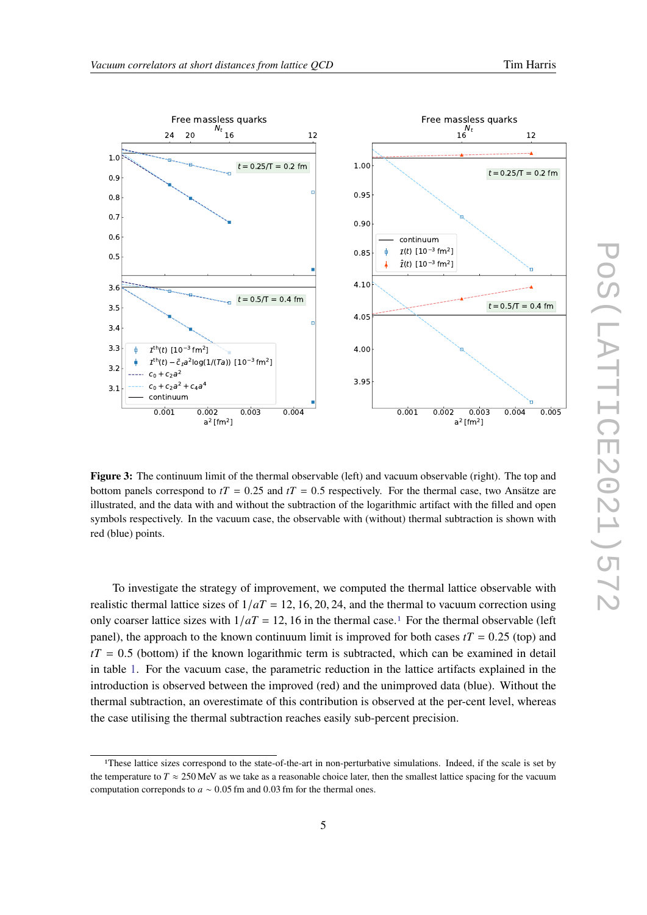**Figure 3:** The continuum limit of the thermal observable (left) and vacuum observable (right). The top and bottom panels correspond to $tT = 0.25$ and $tT = 0.5$ respectively. For the thermal case, two Ansätze are illustrated, and the data with and without the subtraction of the logarithmic artifact with the filled and open symbols respectively. In the vacuum case, the observable with (without) thermal subtraction is shown with red (blue) points.

To investigate the strategy of improvement, we computed the thermal lattice observable with realistic thermal lattice sizes of $1/aT = 12, 16, 20, 24$, and the thermal to vacuum correction using only coarser lattice sizes with $1/aT = 12, 16$ in the thermal case.[1] For the thermal observable (left panel), the approach to the known continuum limit is improved for both cases $tT = 0.25$ (top) and $tT = 0.5$ (bottom) if the known logarithmic term is subtracted, which can be examined in detail in table 1. For the vacuum case, the parametric reduction in the lattice artifacts explained in the introduction is observed between the improved (red) and the unimproved data (blue). Without the thermal subtraction, an overestimate of this contribution is observed at the per-cent level, whereas the case utilising the thermal subtraction reaches easily sub-percent precision.

[1] These lattice sizes correspond to the state-of-the-art in non-perturbative simulations. Indeed, if the scale is set by the temperature to $T \approx 250\,\text{MeV}$ as we take as a reasonable choice later, then the smallest lattice spacing for the vacuum computation correponds to $a \sim 0.05\,\text{fm}$ and $0.03\,\text{fm}$ for the thermal ones.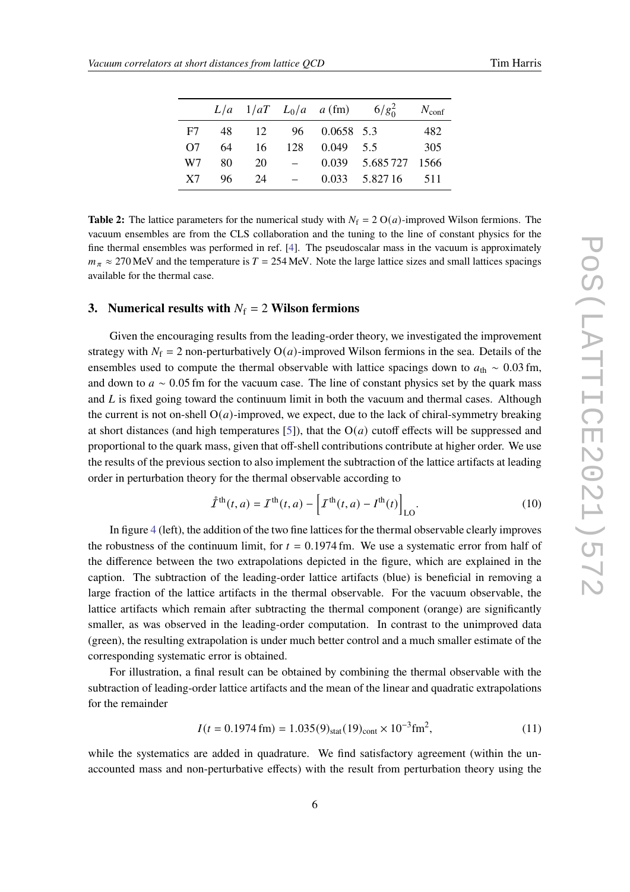| | $L/a$ | $1/aT$ | $L_0/a$ | $a$ (fm) | $6/g_0^2$ | $N_{\rm conf}$ |
|---|---|---|---|---|---|---|
| F7 | 48 | 12 | 96 | 0.0658 | 5.3 | 482 |
| O7 | 64 | 16 | 128 | 0.049 | 5.5 | 305 |
| W7 | 80 | 20 | – | 0.039 | 5.685 727 | 1566 |
| X7 | 96 | 24 | – | 0.033 | 5.827 16 | 511 |

**Table 2:** The lattice parameters for the numerical study with $N_{\rm f} = 2$ O($a$)-improved Wilson fermions. The vacuum ensembles are from the CLS collaboration and the tuning to the line of constant physics for the fine thermal ensembles was performed in ref. [4]. The pseudoscalar mass in the vacuum is approximately $m_\pi \approx 270\,\text{MeV}$ and the temperature is $T = 254\,\text{MeV}$. Note the large lattice sizes and small lattices spacings available for the thermal case.

## 3. Numerical results with $N_{\rm f} = 2$ Wilson fermions

Given the encouraging results from the leading-order theory, we investigated the improvement strategy with $N_{\rm f} = 2$ non-perturbatively O($a$)-improved Wilson fermions in the sea. Details of the ensembles used to compute the thermal observable with lattice spacings down to $a_{\rm th} \sim 0.03\,\text{fm}$, and down to $a \sim 0.05\,\text{fm}$ for the vacuum case. The line of constant physics set by the quark mass and $L$ is fixed going toward the continuum limit in both the vacuum and thermal cases. Although the current is not on-shell O($a$)-improved, we expect, due to the lack of chiral-symmetry breaking at short distances (and high temperatures [5]), that the O($a$) cutoff effects will be suppressed and proportional to the quark mass, given that off-shell contributions contribute at higher order. We use the results of the previous section to also implement the subtraction of the lattice artifacts at leading order in perturbation theory for the thermal observable according to

$$\mathring{\mathcal{I}}^{\rm th}(t,a) = \mathcal{I}^{\rm th}(t,a) - \Big[\mathcal{I}^{\rm th}(t,a) - I^{\rm th}(t)\Big]_{\rm LO}. \tag{10}$$

In figure 4 (left), the addition of the two fine lattices for the thermal observable clearly improves the robustness of the continuum limit, for $t = 0.1974\,\text{fm}$. We use a systematic error from half of the difference between the two extrapolations depicted in the figure, which are explained in the caption. The subtraction of the leading-order lattice artifacts (blue) is beneficial in removing a large fraction of the lattice artifacts in the thermal observable. For the vacuum observable, the lattice artifacts which remain after subtracting the thermal component (orange) are significantly smaller, as was observed in the leading-order computation. In contrast to the unimproved data (green), the resulting extrapolation is under much better control and a much smaller estimate of the corresponding systematic error is obtained.

For illustration, a final result can be obtained by combining the thermal observable with the subtraction of leading-order lattice artifacts and the mean of the linear and quadratic extrapolations for the remainder

$$I(t = 0.1974\,\text{fm}) = 1.035(9)_{\rm stat}(19)_{\rm cont} \times 10^{-3}\text{fm}^2, \tag{11}$$

while the systematics are added in quadrature. We find satisfactory agreement (within the unaccounted mass and non-perturbative effects) with the result from perturbation theory using the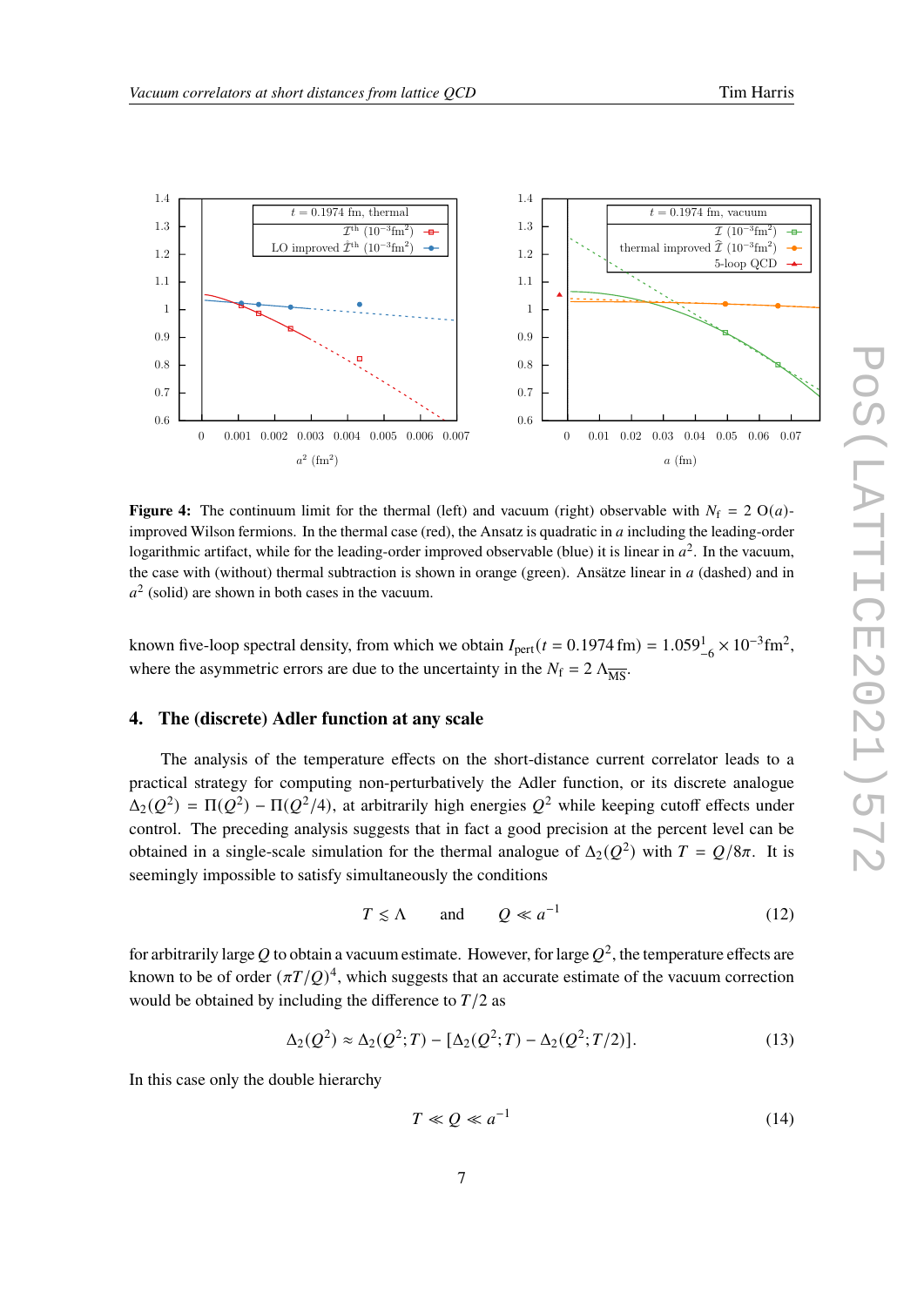**Figure 4:** The continuum limit for the thermal (left) and vacuum (right) observable with $N_\mathrm{f} = 2$ O($a$)-improved Wilson fermions. In the thermal case (red), the Ansatz is quadratic in $a$ including the leading-order logarithmic artifact, while for the leading-order improved observable (blue) it is linear in $a^2$. In the vacuum, the case with (without) thermal subtraction is shown in orange (green). Ansätze linear in $a$ (dashed) and in $a^2$ (solid) are shown in both cases in the vacuum.

known five-loop spectral density, from which we obtain $I_\mathrm{pert}(t = 0.1974\,\mathrm{fm}) = 1.059^{1}_{-6} \times 10^{-3}\mathrm{fm}^2$, where the asymmetric errors are due to the uncertainty in the $N_\mathrm{f} = 2$ $\Lambda_{\overline{\mathrm{MS}}}$.

## 4. The (discrete) Adler function at any scale

The analysis of the temperature effects on the short-distance current correlator leads to a practical strategy for computing non-perturbatively the Adler function, or its discrete analogue $\Delta_2(Q^2) = \Pi(Q^2) - \Pi(Q^2/4)$, at arbitrarily high energies $Q^2$ while keeping cutoff effects under control. The preceding analysis suggests that in fact a good precision at the percent level can be obtained in a single-scale simulation for the thermal analogue of $\Delta_2(Q^2)$ with $T = Q/8\pi$. It is seemingly impossible to satisfy simultaneously the conditions

$$T \lesssim \Lambda \qquad \text{and} \qquad Q \ll a^{-1} \tag{12}$$

for arbitrarily large $Q$ to obtain a vacuum estimate. However, for large $Q^2$, the temperature effects are known to be of order $(\pi T/Q)^4$, which suggests that an accurate estimate of the vacuum correction would be obtained by including the difference to $T/2$ as

$$\Delta_2(Q^2) \approx \Delta_2(Q^2;T) - [\Delta_2(Q^2;T) - \Delta_2(Q^2;T/2)]. \tag{13}$$

In this case only the double hierarchy

$$T \ll Q \ll a^{-1} \tag{14}$$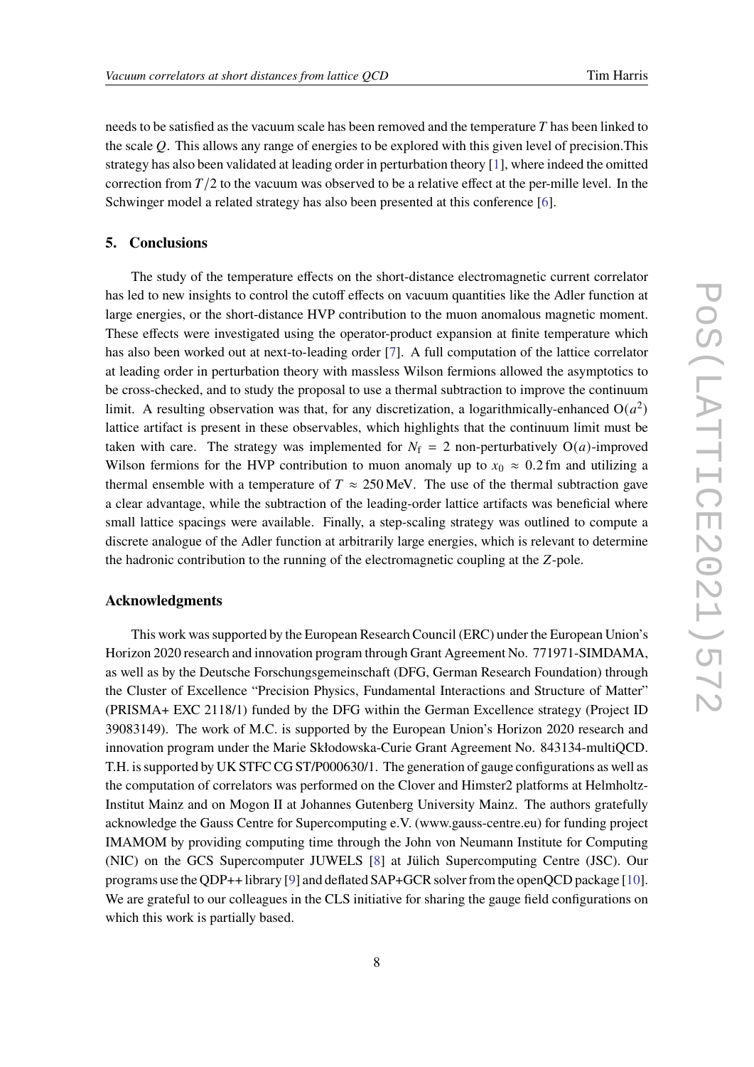needs to be satisfied as the vacuum scale has been removed and the temperature $T$ has been linked to the scale $Q$. This allows any range of energies to be explored with this given level of precision.This strategy has also been validated at leading order in perturbation theory [1], where indeed the omitted correction from $T/2$ to the vacuum was observed to be a relative effect at the per-mille level. In the Schwinger model a related strategy has also been presented at this conference [6].

## 5. Conclusions

The study of the temperature effects on the short-distance electromagnetic current correlator has led to new insights to control the cutoff effects on vacuum quantities like the Adler function at large energies, or the short-distance HVP contribution to the muon anomalous magnetic moment. These effects were investigated using the operator-product expansion at finite temperature which has also been worked out at next-to-leading order [7]. A full computation of the lattice correlator at leading order in perturbation theory with massless Wilson fermions allowed the asymptotics to be cross-checked, and to study the proposal to use a thermal subtraction to improve the continuum limit. A resulting observation was that, for any discretization, a logarithmically-enhanced $\mathrm{O}(a^2)$ lattice artifact is present in these observables, which highlights that the continuum limit must be taken with care. The strategy was implemented for $N_\mathrm{f} = 2$ non-perturbatively $\mathrm{O}(a)$-improved Wilson fermions for the HVP contribution to muon anomaly up to $x_0 \approx 0.2\,\mathrm{fm}$ and utilizing a thermal ensemble with a temperature of $T \approx 250\,\mathrm{MeV}$. The use of the thermal subtraction gave a clear advantage, while the subtraction of the leading-order lattice artifacts was beneficial where small lattice spacings were available. Finally, a step-scaling strategy was outlined to compute a discrete analogue of the Adler function at arbitrarily large energies, which is relevant to determine the hadronic contribution to the running of the electromagnetic coupling at the $Z$-pole.

### Acknowledgments

This work was supported by the European Research Council (ERC) under the European Union's Horizon 2020 research and innovation program through Grant Agreement No. 771971-SIMDAMA, as well as by the Deutsche Forschungsgemeinschaft (DFG, German Research Foundation) through the Cluster of Excellence "Precision Physics, Fundamental Interactions and Structure of Matter" (PRISMA+ EXC 2118/1) funded by the DFG within the German Excellence strategy (Project ID 39083149). The work of M.C. is supported by the European Union's Horizon 2020 research and innovation program under the Marie Skłodowska-Curie Grant Agreement No. 843134-multiQCD. T.H. is supported by UK STFC CG ST/P000630/1. The generation of gauge configurations as well as the computation of correlators was performed on the Clover and Himster2 platforms at Helmholtz-Institut Mainz and on Mogon II at Johannes Gutenberg University Mainz. The authors gratefully acknowledge the Gauss Centre for Supercomputing e.V. (www.gauss-centre.eu) for funding project IMAMOM by providing computing time through the John von Neumann Institute for Computing (NIC) on the GCS Supercomputer JUWELS [8] at Jülich Supercomputing Centre (JSC). Our programs use the QDP++ library [9] and deflated SAP+GCR solver from the openQCD package [10]. We are grateful to our colleagues in the CLS initiative for sharing the gauge field configurations on which this work is partially based.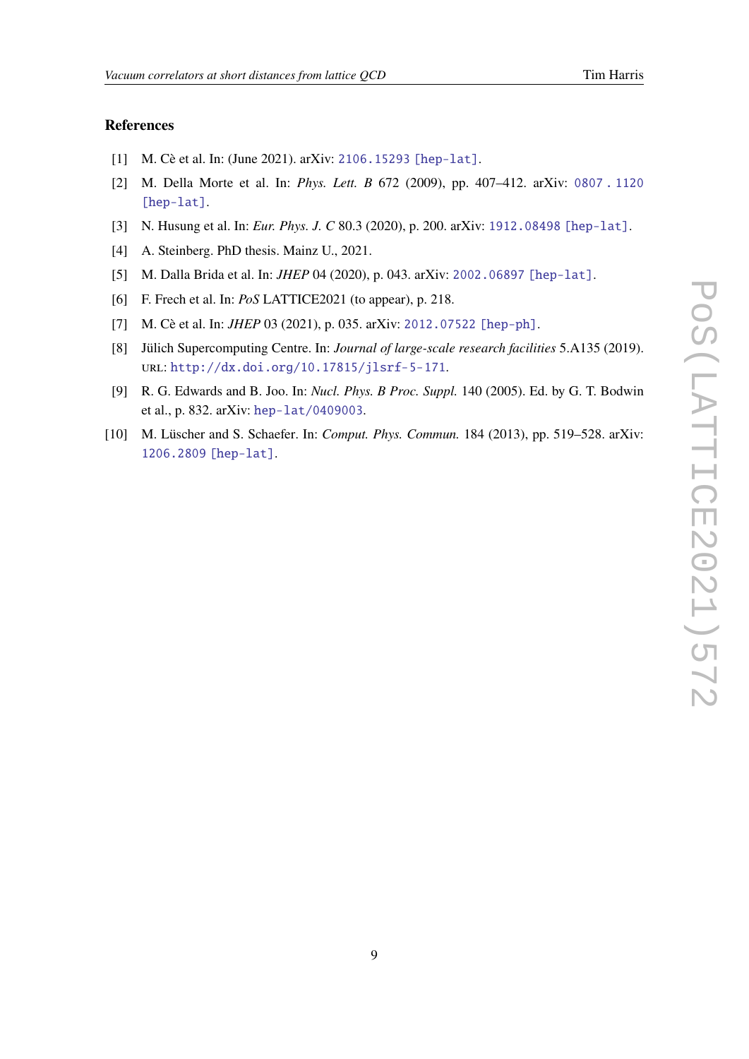### References

[1] M. Cè et al. In: (June 2021). arXiv: 2106.15293 [hep-lat].

[2] M. Della Morte et al. In: *Phys. Lett. B* 672 (2009), pp. 407–412. arXiv: 0807.1120 [hep-lat].

[3] N. Husung et al. In: *Eur. Phys. J. C* 80.3 (2020), p. 200. arXiv: 1912.08498 [hep-lat].

[4] A. Steinberg. PhD thesis. Mainz U., 2021.

[5] M. Dalla Brida et al. In: *JHEP* 04 (2020), p. 043. arXiv: 2002.06897 [hep-lat].

[6] F. Frech et al. In: *PoS* LATTICE2021 (to appear), p. 218.

[7] M. Cè et al. In: *JHEP* 03 (2021), p. 035. arXiv: 2012.07522 [hep-ph].

[8] Jülich Supercomputing Centre. In: *Journal of large-scale research facilities* 5.A135 (2019). URL: http://dx.doi.org/10.17815/jlsrf-5-171.

[9] R. G. Edwards and B. Joo. In: *Nucl. Phys. B Proc. Suppl.* 140 (2005). Ed. by G. T. Bodwin et al., p. 832. arXiv: hep-lat/0409003.

[10] M. Lüscher and S. Schaefer. In: *Comput. Phys. Commun.* 184 (2013), pp. 519–528. arXiv: 1206.2809 [hep-lat].